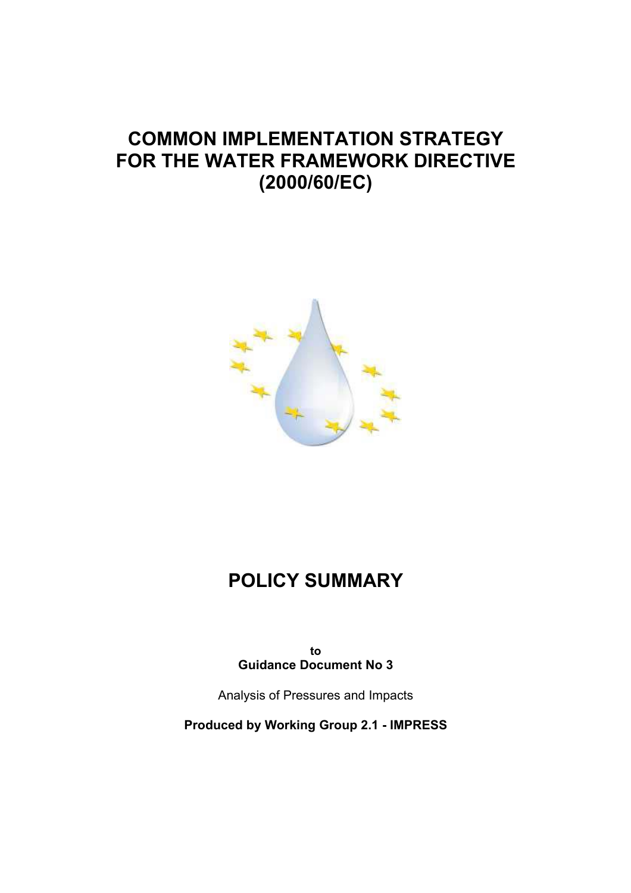# COMMON IMPLEMENTATION STRATEGY FOR THE WATER FRAMEWORK DIRECTIVE (2000/60/EC)

# POLICY SUMMARY

**to**
**Guidance Document No 3**

Analysis of Pressures and Impacts

**Produced by Working Group 2.1 - IMPRESS**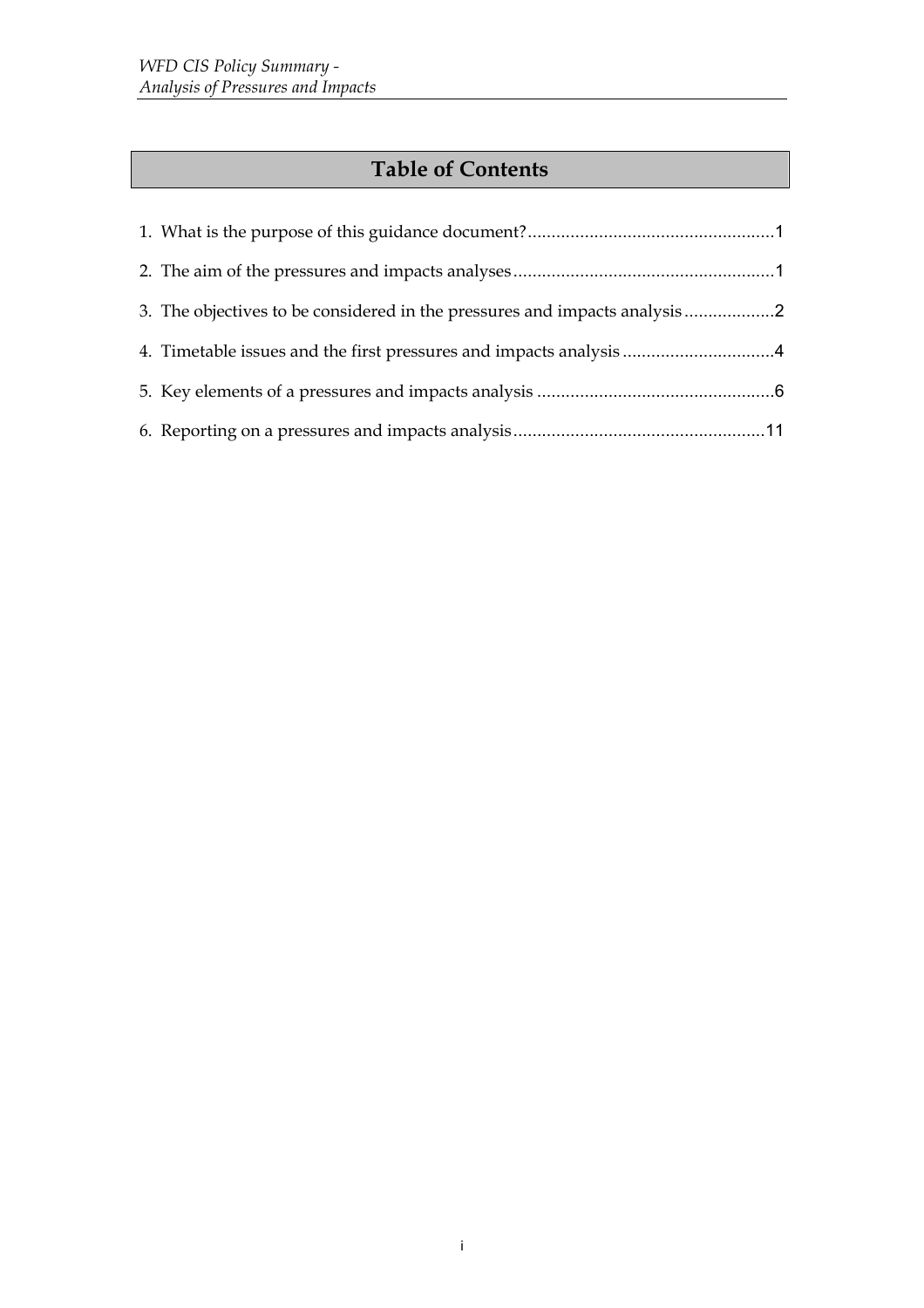# Table of Contents

1. What is the purpose of this guidance document?....................................................1
2. The aim of the pressures and impacts analyses.......................................................1
3. The objectives to be considered in the pressures and impacts analysis...................2
4. Timetable issues and the first pressures and impacts analysis................................4
5. Key elements of a pressures and impacts analysis ..................................................6
6. Reporting on a pressures and impacts analysis.....................................................11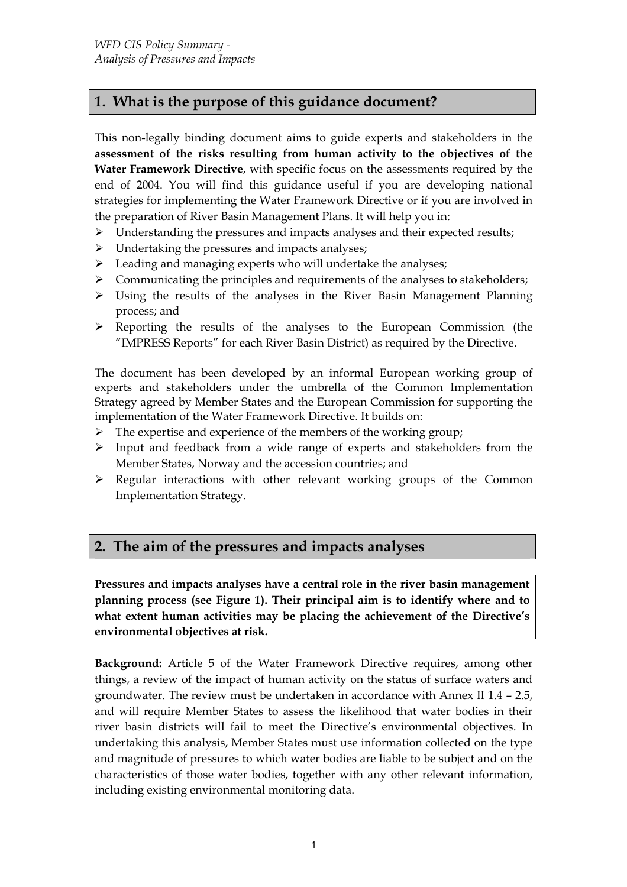## 1. What is the purpose of this guidance document?

This non-legally binding document aims to guide experts and stakeholders in the **assessment of the risks resulting from human activity to the objectives of the Water Framework Directive**, with specific focus on the assessments required by the end of 2004. You will find this guidance useful if you are developing national strategies for implementing the Water Framework Directive or if you are involved in the preparation of River Basin Management Plans. It will help you in:

- Understanding the pressures and impacts analyses and their expected results;
- Undertaking the pressures and impacts analyses;
- Leading and managing experts who will undertake the analyses;
- Communicating the principles and requirements of the analyses to stakeholders;
- Using the results of the analyses in the River Basin Management Planning process; and
- Reporting the results of the analyses to the European Commission (the "IMPRESS Reports" for each River Basin District) as required by the Directive.

The document has been developed by an informal European working group of experts and stakeholders under the umbrella of the Common Implementation Strategy agreed by Member States and the European Commission for supporting the implementation of the Water Framework Directive. It builds on:

- The expertise and experience of the members of the working group;
- Input and feedback from a wide range of experts and stakeholders from the Member States, Norway and the accession countries; and
- Regular interactions with other relevant working groups of the Common Implementation Strategy.

## 2. The aim of the pressures and impacts analyses

**Pressures and impacts analyses have a central role in the river basin management planning process (see Figure 1). Their principal aim is to identify where and to what extent human activities may be placing the achievement of the Directive's environmental objectives at risk.**

**Background:** Article 5 of the Water Framework Directive requires, among other things, a review of the impact of human activity on the status of surface waters and groundwater. The review must be undertaken in accordance with Annex II 1.4 – 2.5, and will require Member States to assess the likelihood that water bodies in their river basin districts will fail to meet the Directive's environmental objectives. In undertaking this analysis, Member States must use information collected on the type and magnitude of pressures to which water bodies are liable to be subject and on the characteristics of those water bodies, together with any other relevant information, including existing environmental monitoring data.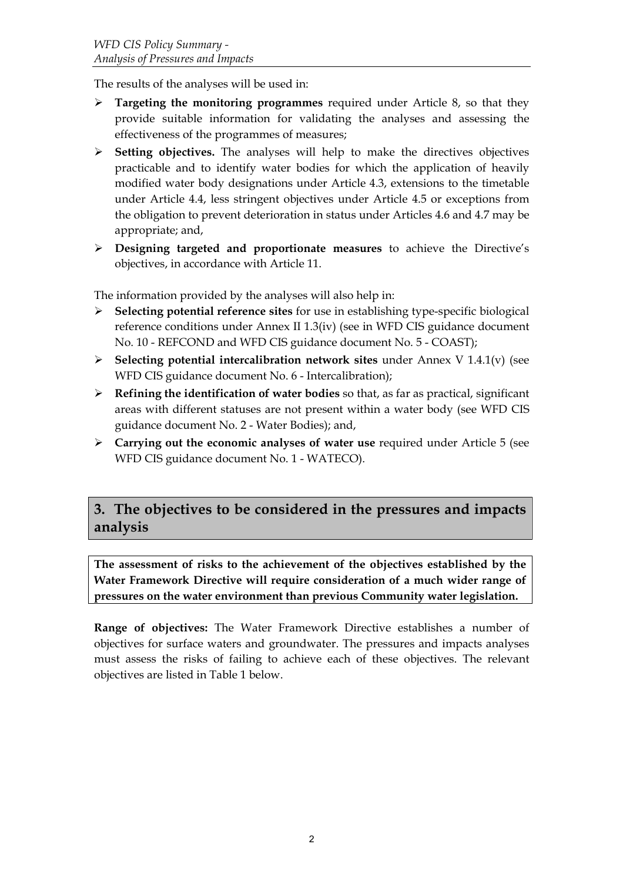The results of the analyses will be used in:

- **Targeting the monitoring programmes** required under Article 8, so that they provide suitable information for validating the analyses and assessing the effectiveness of the programmes of measures;
- **Setting objectives.** The analyses will help to make the directives objectives practicable and to identify water bodies for which the application of heavily modified water body designations under Article 4.3, extensions to the timetable under Article 4.4, less stringent objectives under Article 4.5 or exceptions from the obligation to prevent deterioration in status under Articles 4.6 and 4.7 may be appropriate; and,
- **Designing targeted and proportionate measures** to achieve the Directive's objectives, in accordance with Article 11.

The information provided by the analyses will also help in:

- **Selecting potential reference sites** for use in establishing type-specific biological reference conditions under Annex II 1.3(iv) (see in WFD CIS guidance document No. 10 - REFCOND and WFD CIS guidance document No. 5 - COAST);
- **Selecting potential intercalibration network sites** under Annex V 1.4.1(v) (see WFD CIS guidance document No. 6 - Intercalibration);
- **Refining the identification of water bodies** so that, as far as practical, significant areas with different statuses are not present within a water body (see WFD CIS guidance document No. 2 - Water Bodies); and,
- **Carrying out the economic analyses of water use** required under Article 5 (see WFD CIS guidance document No. 1 - WATECO).

## 3. The objectives to be considered in the pressures and impacts analysis

**The assessment of risks to the achievement of the objectives established by the Water Framework Directive will require consideration of a much wider range of pressures on the water environment than previous Community water legislation.**

**Range of objectives:** The Water Framework Directive establishes a number of objectives for surface waters and groundwater. The pressures and impacts analyses must assess the risks of failing to achieve each of these objectives. The relevant objectives are listed in Table 1 below.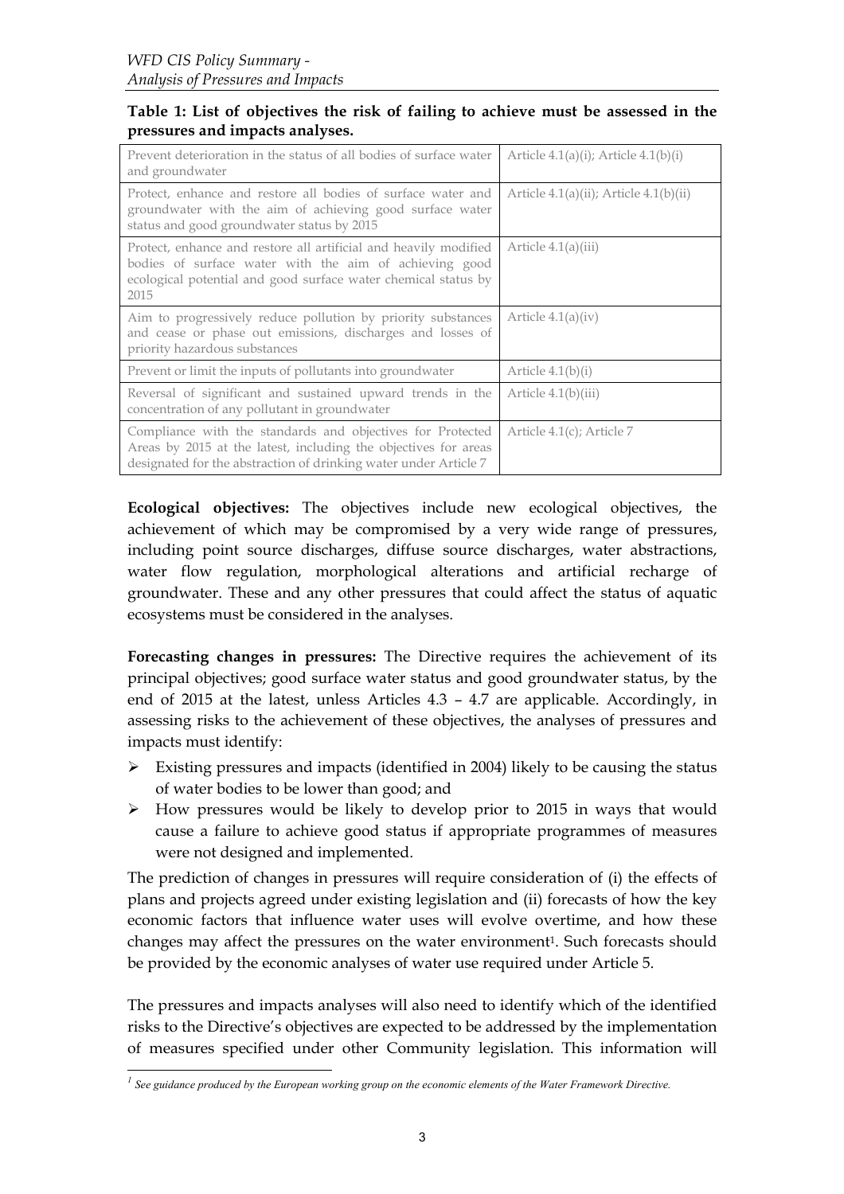**Table 1: List of objectives the risk of failing to achieve must be assessed in the pressures and impacts analyses.**

| Objective | Article |
|---|---|
| Prevent deterioration in the status of all bodies of surface water and groundwater | Article 4.1(a)(i); Article 4.1(b)(i) |
| Protect, enhance and restore all bodies of surface water and groundwater with the aim of achieving good surface water status and good groundwater status by 2015 | Article 4.1(a)(ii); Article 4.1(b)(ii) |
| Protect, enhance and restore all artificial and heavily modified bodies of surface water with the aim of achieving good ecological potential and good surface water chemical status by 2015 | Article 4.1(a)(iii) |
| Aim to progressively reduce pollution by priority substances and cease or phase out emissions, discharges and losses of priority hazardous substances | Article 4.1(a)(iv) |
| Prevent or limit the inputs of pollutants into groundwater | Article 4.1(b)(i) |
| Reversal of significant and sustained upward trends in the concentration of any pollutant in groundwater | Article 4.1(b)(iii) |
| Compliance with the standards and objectives for Protected Areas by 2015 at the latest, including the objectives for areas designated for the abstraction of drinking water under Article 7 | Article 4.1(c); Article 7 |

**Ecological objectives:** The objectives include new ecological objectives, the achievement of which may be compromised by a very wide range of pressures, including point source discharges, diffuse source discharges, water abstractions, water flow regulation, morphological alterations and artificial recharge of groundwater. These and any other pressures that could affect the status of aquatic ecosystems must be considered in the analyses.

**Forecasting changes in pressures:** The Directive requires the achievement of its principal objectives; good surface water status and good groundwater status, by the end of 2015 at the latest, unless Articles 4.3 – 4.7 are applicable. Accordingly, in assessing risks to the achievement of these objectives, the analyses of pressures and impacts must identify:

- Existing pressures and impacts (identified in 2004) likely to be causing the status of water bodies to be lower than good; and
- How pressures would be likely to develop prior to 2015 in ways that would cause a failure to achieve good status if appropriate programmes of measures were not designed and implemented.

The prediction of changes in pressures will require consideration of (i) the effects of plans and projects agreed under existing legislation and (ii) forecasts of how the key economic factors that influence water uses will evolve overtime, and how these changes may affect the pressures on the water environment[1]. Such forecasts should be provided by the economic analyses of water use required under Article 5.

The pressures and impacts analyses will also need to identify which of the identified risks to the Directive's objectives are expected to be addressed by the implementation of measures specified under other Community legislation. This information will

[1] *See guidance produced by the European working group on the economic elements of the Water Framework Directive.*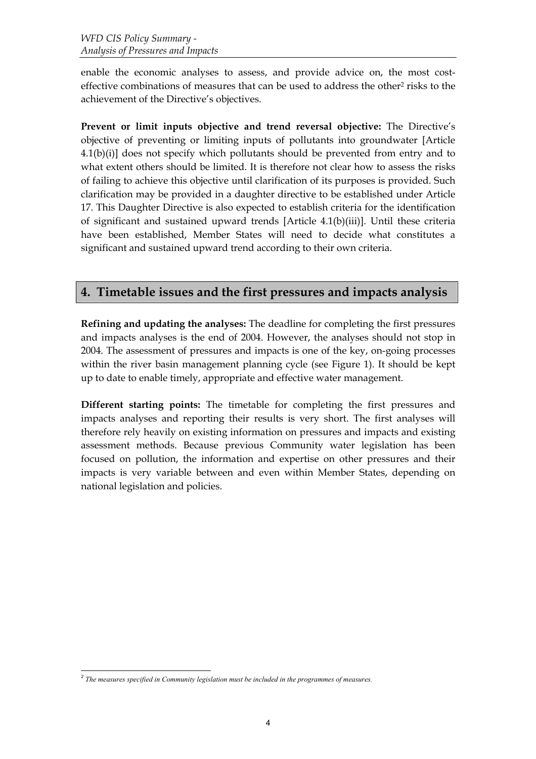enable the economic analyses to assess, and provide advice on, the most cost-effective combinations of measures that can be used to address the other[2] risks to the achievement of the Directive's objectives.

**Prevent or limit inputs objective and trend reversal objective:** The Directive's objective of preventing or limiting inputs of pollutants into groundwater [Article 4.1(b)(i)] does not specify which pollutants should be prevented from entry and to what extent others should be limited. It is therefore not clear how to assess the risks of failing to achieve this objective until clarification of its purposes is provided. Such clarification may be provided in a daughter directive to be established under Article 17. This Daughter Directive is also expected to establish criteria for the identification of significant and sustained upward trends [Article 4.1(b)(iii)]. Until these criteria have been established, Member States will need to decide what constitutes a significant and sustained upward trend according to their own criteria.

## 4. Timetable issues and the first pressures and impacts analysis

**Refining and updating the analyses:** The deadline for completing the first pressures and impacts analyses is the end of 2004. However, the analyses should not stop in 2004. The assessment of pressures and impacts is one of the key, on-going processes within the river basin management planning cycle (see Figure 1). It should be kept up to date to enable timely, appropriate and effective water management.

**Different starting points:** The timetable for completing the first pressures and impacts analyses and reporting their results is very short. The first analyses will therefore rely heavily on existing information on pressures and impacts and existing assessment methods. Because previous Community water legislation has been focused on pollution, the information and expertise on other pressures and their impacts is very variable between and even within Member States, depending on national legislation and policies.

---

[2] *The measures specified in Community legislation must be included in the programmes of measures.*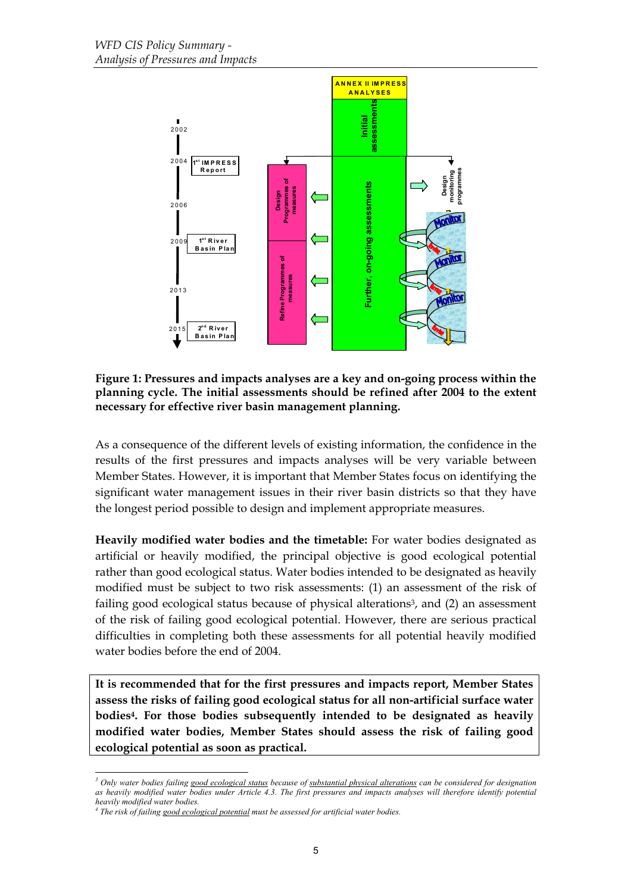**Figure 1: Pressures and impacts analyses are a key and on-going process within the planning cycle. The initial assessments should be refined after 2004 to the extent necessary for effective river basin management planning.**

As a consequence of the different levels of existing information, the confidence in the results of the first pressures and impacts analyses will be very variable between Member States. However, it is important that Member States focus on identifying the significant water management issues in their river basin districts so that they have the longest period possible to design and implement appropriate measures.

**Heavily modified water bodies and the timetable:** For water bodies designated as artificial or heavily modified, the principal objective is good ecological potential rather than good ecological status. Water bodies intended to be designated as heavily modified must be subject to two risk assessments: (1) an assessment of the risk of failing good ecological status because of physical alterations[3], and (2) an assessment of the risk of failing good ecological potential. However, there are serious practical difficulties in completing both these assessments for all potential heavily modified water bodies before the end of 2004.

**It is recommended that for the first pressures and impacts report, Member States assess the risks of failing good ecological status for all non-artificial surface water bodies[4]. For those bodies subsequently intended to be designated as heavily modified water bodies, Member States should assess the risk of failing good ecological potential as soon as practical.**

---

[3] *Only water bodies failing good ecological status because of substantial physical alterations can be considered for designation as heavily modified water bodies under Article 4.3. The first pressures and impacts analyses will therefore identify potential heavily modified water bodies.*

[4] *The risk of failing good ecological potential must be assessed for artificial water bodies.*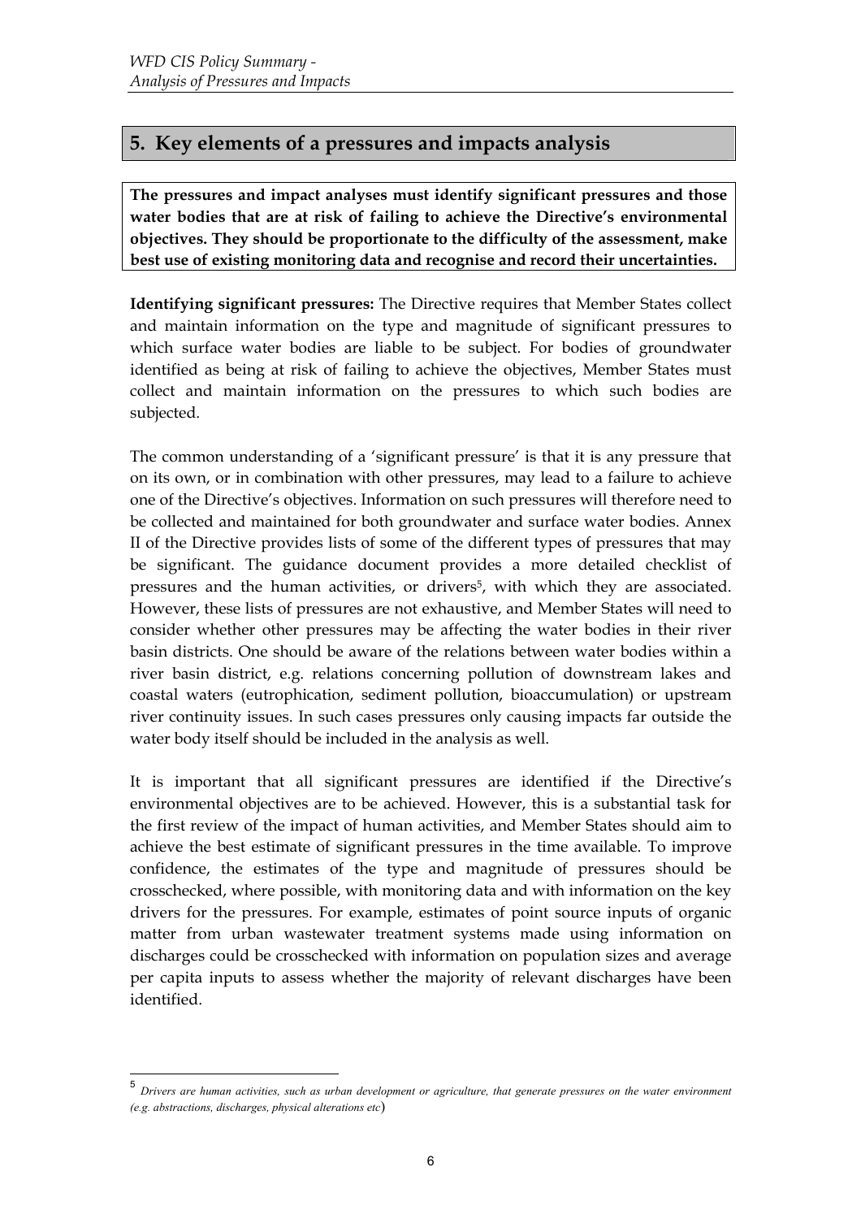## 5. Key elements of a pressures and impacts analysis

**The pressures and impact analyses must identify significant pressures and those water bodies that are at risk of failing to achieve the Directive's environmental objectives. They should be proportionate to the difficulty of the assessment, make best use of existing monitoring data and recognise and record their uncertainties.**

**Identifying significant pressures:** The Directive requires that Member States collect and maintain information on the type and magnitude of significant pressures to which surface water bodies are liable to be subject. For bodies of groundwater identified as being at risk of failing to achieve the objectives, Member States must collect and maintain information on the pressures to which such bodies are subjected.

The common understanding of a 'significant pressure' is that it is any pressure that on its own, or in combination with other pressures, may lead to a failure to achieve one of the Directive's objectives. Information on such pressures will therefore need to be collected and maintained for both groundwater and surface water bodies. Annex II of the Directive provides lists of some of the different types of pressures that may be significant. The guidance document provides a more detailed checklist of pressures and the human activities, or drivers[5], with which they are associated. However, these lists of pressures are not exhaustive, and Member States will need to consider whether other pressures may be affecting the water bodies in their river basin districts. One should be aware of the relations between water bodies within a river basin district, e.g. relations concerning pollution of downstream lakes and coastal waters (eutrophication, sediment pollution, bioaccumulation) or upstream river continuity issues. In such cases pressures only causing impacts far outside the water body itself should be included in the analysis as well.

It is important that all significant pressures are identified if the Directive's environmental objectives are to be achieved. However, this is a substantial task for the first review of the impact of human activities, and Member States should aim to achieve the best estimate of significant pressures in the time available. To improve confidence, the estimates of the type and magnitude of pressures should be crosschecked, where possible, with monitoring data and with information on the key drivers for the pressures. For example, estimates of point source inputs of organic matter from urban wastewater treatment systems made using information on discharges could be crosschecked with information on population sizes and average per capita inputs to assess whether the majority of relevant discharges have been identified.

---

[5] *Drivers are human activities, such as urban development or agriculture, that generate pressures on the water environment (e.g. abstractions, discharges, physical alterations etc*)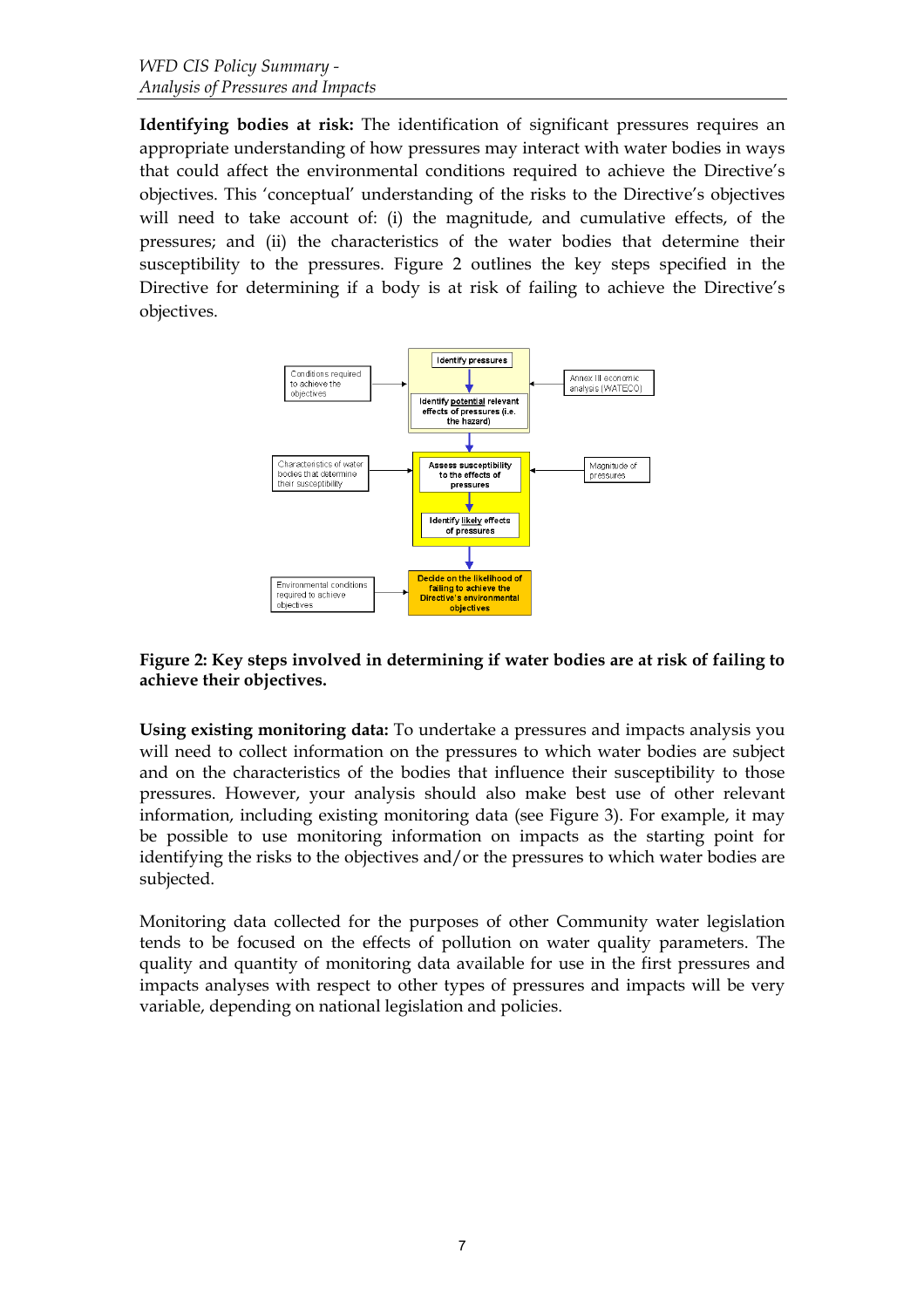**Identifying bodies at risk:** The identification of significant pressures requires an appropriate understanding of how pressures may interact with water bodies in ways that could affect the environmental conditions required to achieve the Directive's objectives. This 'conceptual' understanding of the risks to the Directive's objectives will need to take account of: (i) the magnitude, and cumulative effects, of the pressures; and (ii) the characteristics of the water bodies that determine their susceptibility to the pressures. Figure 2 outlines the key steps specified in the Directive for determining if a body is at risk of failing to achieve the Directive's objectives.

**Figure 2: Key steps involved in determining if water bodies are at risk of failing to achieve their objectives.**

**Using existing monitoring data:** To undertake a pressures and impacts analysis you will need to collect information on the pressures to which water bodies are subject and on the characteristics of the bodies that influence their susceptibility to those pressures. However, your analysis should also make best use of other relevant information, including existing monitoring data (see Figure 3). For example, it may be possible to use monitoring information on impacts as the starting point for identifying the risks to the objectives and/or the pressures to which water bodies are subjected.

Monitoring data collected for the purposes of other Community water legislation tends to be focused on the effects of pollution on water quality parameters. The quality and quantity of monitoring data available for use in the first pressures and impacts analyses with respect to other types of pressures and impacts will be very variable, depending on national legislation and policies.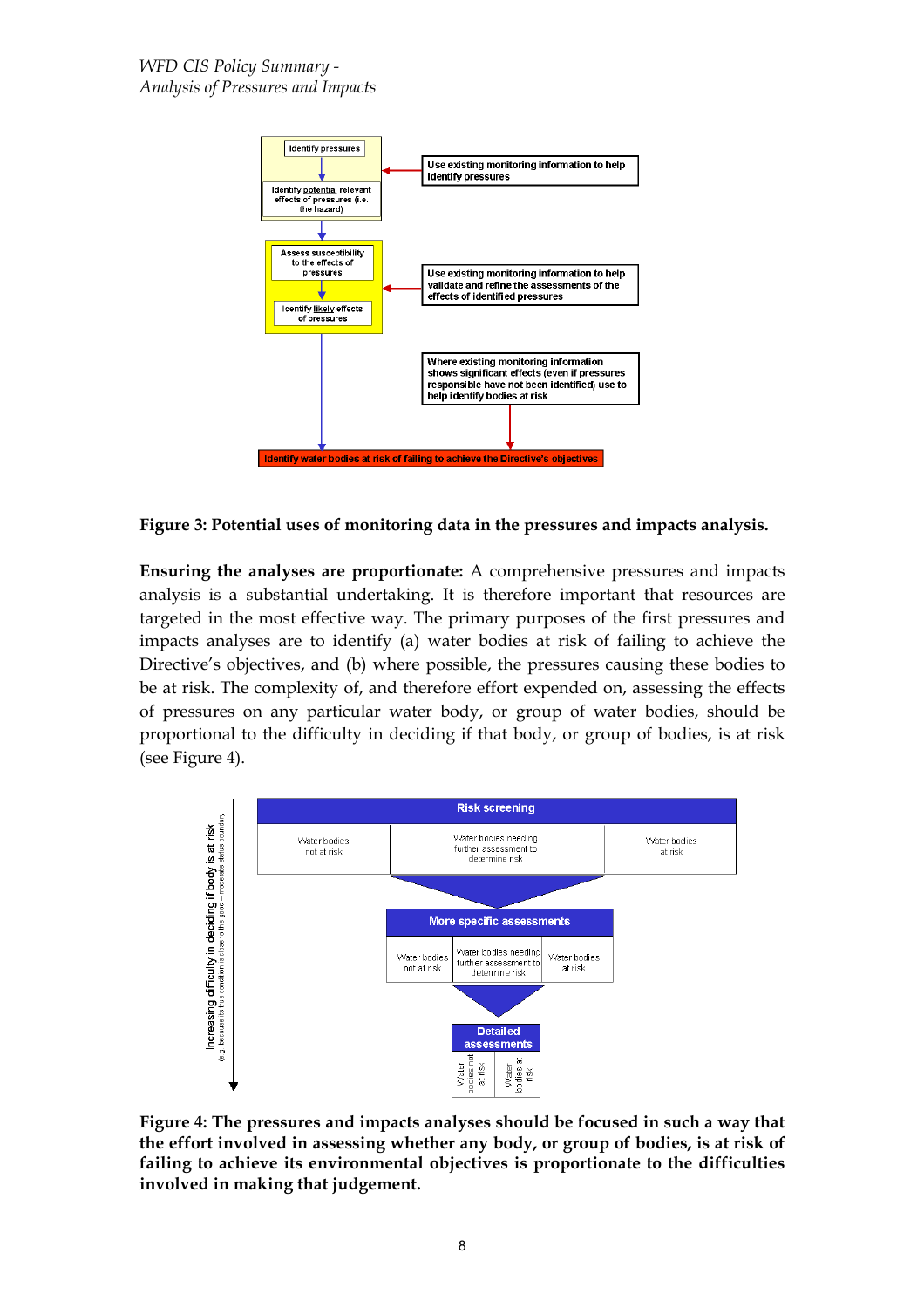Figure 3: Potential uses of monitoring data in the pressures and impacts analysis.

**Ensuring the analyses are proportionate:** A comprehensive pressures and impacts analysis is a substantial undertaking. It is therefore important that resources are targeted in the most effective way. The primary purposes of the first pressures and impacts analyses are to identify (a) water bodies at risk of failing to achieve the Directive's objectives, and (b) where possible, the pressures causing these bodies to be at risk. The complexity of, and therefore effort expended on, assessing the effects of pressures on any particular water body, or group of water bodies, should be proportional to the difficulty in deciding if that body, or group of bodies, is at risk (see Figure 4).

**Figure 4: The pressures and impacts analyses should be focused in such a way that the effort involved in assessing whether any body, or group of bodies, is at risk of failing to achieve its environmental objectives is proportionate to the difficulties involved in making that judgement.**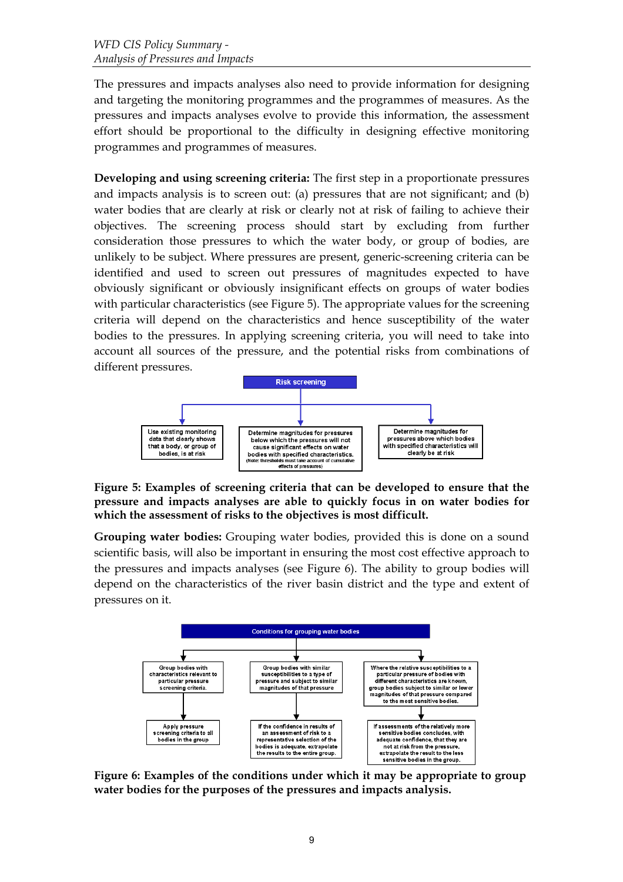The pressures and impacts analyses also need to provide information for designing and targeting the monitoring programmes and the programmes of measures. As the pressures and impacts analyses evolve to provide this information, the assessment effort should be proportional to the difficulty in designing effective monitoring programmes and programmes of measures.

**Developing and using screening criteria:** The first step in a proportionate pressures and impacts analysis is to screen out: (a) pressures that are not significant; and (b) water bodies that are clearly at risk or clearly not at risk of failing to achieve their objectives. The screening process should start by excluding from further consideration those pressures to which the water body, or group of bodies, are unlikely to be subject. Where pressures are present, generic-screening criteria can be identified and used to screen out pressures of magnitudes expected to have obviously significant or obviously insignificant effects on groups of water bodies with particular characteristics (see Figure 5). The appropriate values for the screening criteria will depend on the characteristics and hence susceptibility of the water bodies to the pressures. In applying screening criteria, you will need to take into account all sources of the pressure, and the potential risks from combinations of different pressures.

Risk screening

- Use existing monitoring data that clearly shows that a body, or group of bodies, is at risk
- Determine magnitudes for pressures below which the pressures will not cause significant effects on water bodies with specified characteristics. (Note: thresholds must take account of cumulative effects of pressures)
- Determine magnitudes for pressures above which bodies with specified characteristics will clearly be at risk

**Figure 5: Examples of screening criteria that can be developed to ensure that the pressure and impacts analyses are able to quickly focus in on water bodies for which the assessment of risks to the objectives is most difficult.**

**Grouping water bodies:** Grouping water bodies, provided this is done on a sound scientific basis, will also be important in ensuring the most cost effective approach to the pressures and impacts analyses (see Figure 6). The ability to group bodies will depend on the characteristics of the river basin district and the type and extent of pressures on it.

Conditions for grouping water bodies

- Group bodies with characteristics relevant to particular pressure screening criteria. → Apply pressure screening criteria to all bodies in the group
- Group bodies with similar susceptibilities to a type of pressure and subject to similar magnitudes of that pressure → If the confidence in results of an assessment of risk to a representative selection of the bodies is adequate, extrapolate the results to the entire group.
- Where the relative susceptibilities to a particular pressure of bodies with different characteristics are known, group bodies subject to similar or lower magnitudes of that pressure compared to the most sensitive bodies. → If assessments of the relatively more sensitive bodies concludes, with adequate confidence, that they are not at risk from the pressure, extrapolate the result to the less sensitive bodies in the group.

**Figure 6: Examples of the conditions under which it may be appropriate to group water bodies for the purposes of the pressures and impacts analysis.**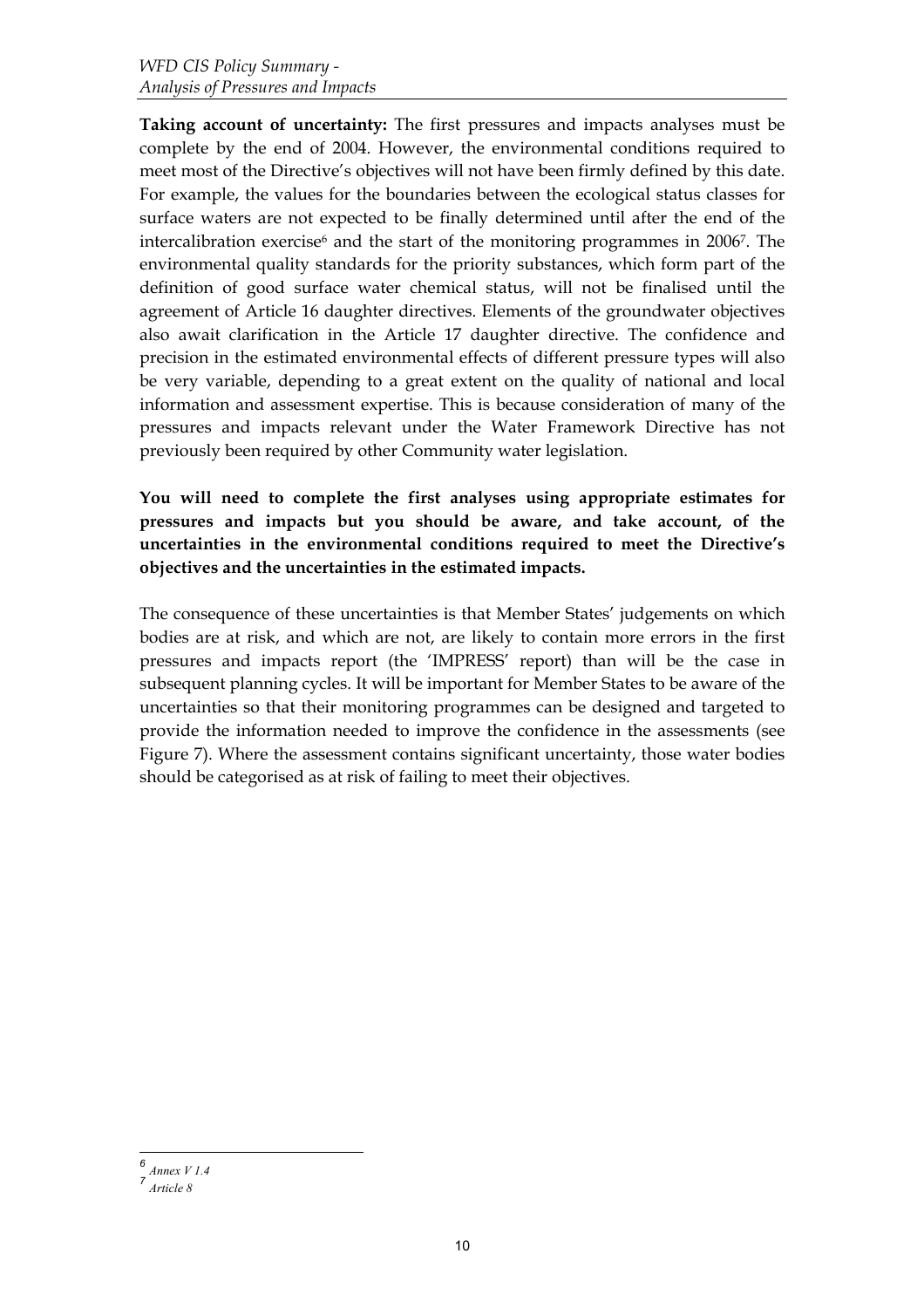**Taking account of uncertainty:** The first pressures and impacts analyses must be complete by the end of 2004. However, the environmental conditions required to meet most of the Directive's objectives will not have been firmly defined by this date. For example, the values for the boundaries between the ecological status classes for surface waters are not expected to be finally determined until after the end of the intercalibration exercise[6] and the start of the monitoring programmes in 2006[7]. The environmental quality standards for the priority substances, which form part of the definition of good surface water chemical status, will not be finalised until the agreement of Article 16 daughter directives. Elements of the groundwater objectives also await clarification in the Article 17 daughter directive. The confidence and precision in the estimated environmental effects of different pressure types will also be very variable, depending to a great extent on the quality of national and local information and assessment expertise. This is because consideration of many of the pressures and impacts relevant under the Water Framework Directive has not previously been required by other Community water legislation.

**You will need to complete the first analyses using appropriate estimates for pressures and impacts but you should be aware, and take account, of the uncertainties in the environmental conditions required to meet the Directive's objectives and the uncertainties in the estimated impacts.**

The consequence of these uncertainties is that Member States' judgements on which bodies are at risk, and which are not, are likely to contain more errors in the first pressures and impacts report (the 'IMPRESS' report) than will be the case in subsequent planning cycles. It will be important for Member States to be aware of the uncertainties so that their monitoring programmes can be designed and targeted to provide the information needed to improve the confidence in the assessments (see Figure 7). Where the assessment contains significant uncertainty, those water bodies should be categorised as at risk of failing to meet their objectives.

---

[6] *Annex V 1.4*

[7] *Article 8*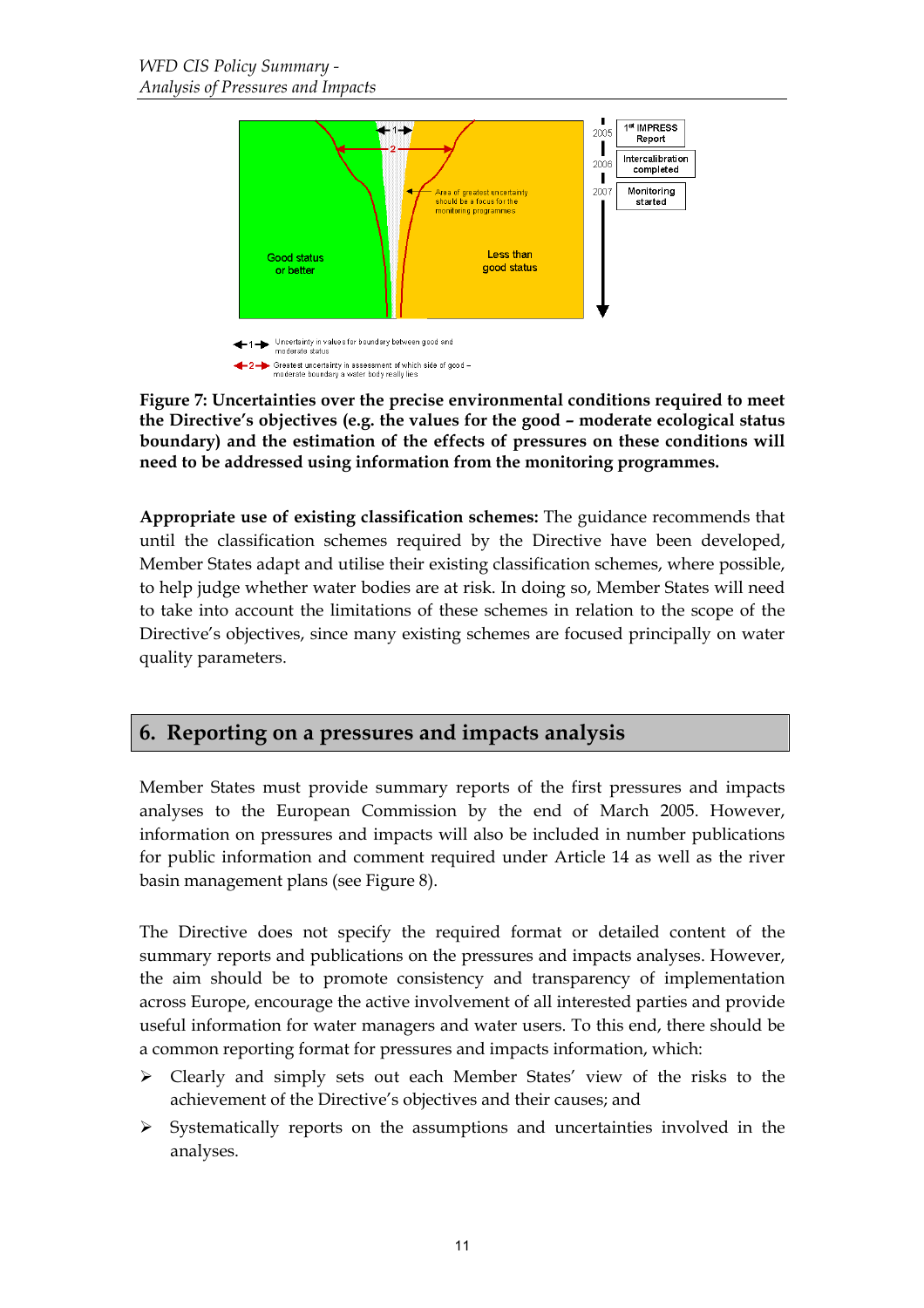**Figure 7: Uncertainties over the precise environmental conditions required to meet the Directive's objectives (e.g. the values for the good – moderate ecological status boundary) and the estimation of the effects of pressures on these conditions will need to be addressed using information from the monitoring programmes.**

**Appropriate use of existing classification schemes:** The guidance recommends that until the classification schemes required by the Directive have been developed, Member States adapt and utilise their existing classification schemes, where possible, to help judge whether water bodies are at risk. In doing so, Member States will need to take into account the limitations of these schemes in relation to the scope of the Directive's objectives, since many existing schemes are focused principally on water quality parameters.

## 6. Reporting on a pressures and impacts analysis

Member States must provide summary reports of the first pressures and impacts analyses to the European Commission by the end of March 2005. However, information on pressures and impacts will also be included in number publications for public information and comment required under Article 14 as well as the river basin management plans (see Figure 8).

The Directive does not specify the required format or detailed content of the summary reports and publications on the pressures and impacts analyses. However, the aim should be to promote consistency and transparency of implementation across Europe, encourage the active involvement of all interested parties and provide useful information for water managers and water users. To this end, there should be a common reporting format for pressures and impacts information, which:

- Clearly and simply sets out each Member States' view of the risks to the achievement of the Directive's objectives and their causes; and
- Systematically reports on the assumptions and uncertainties involved in the analyses.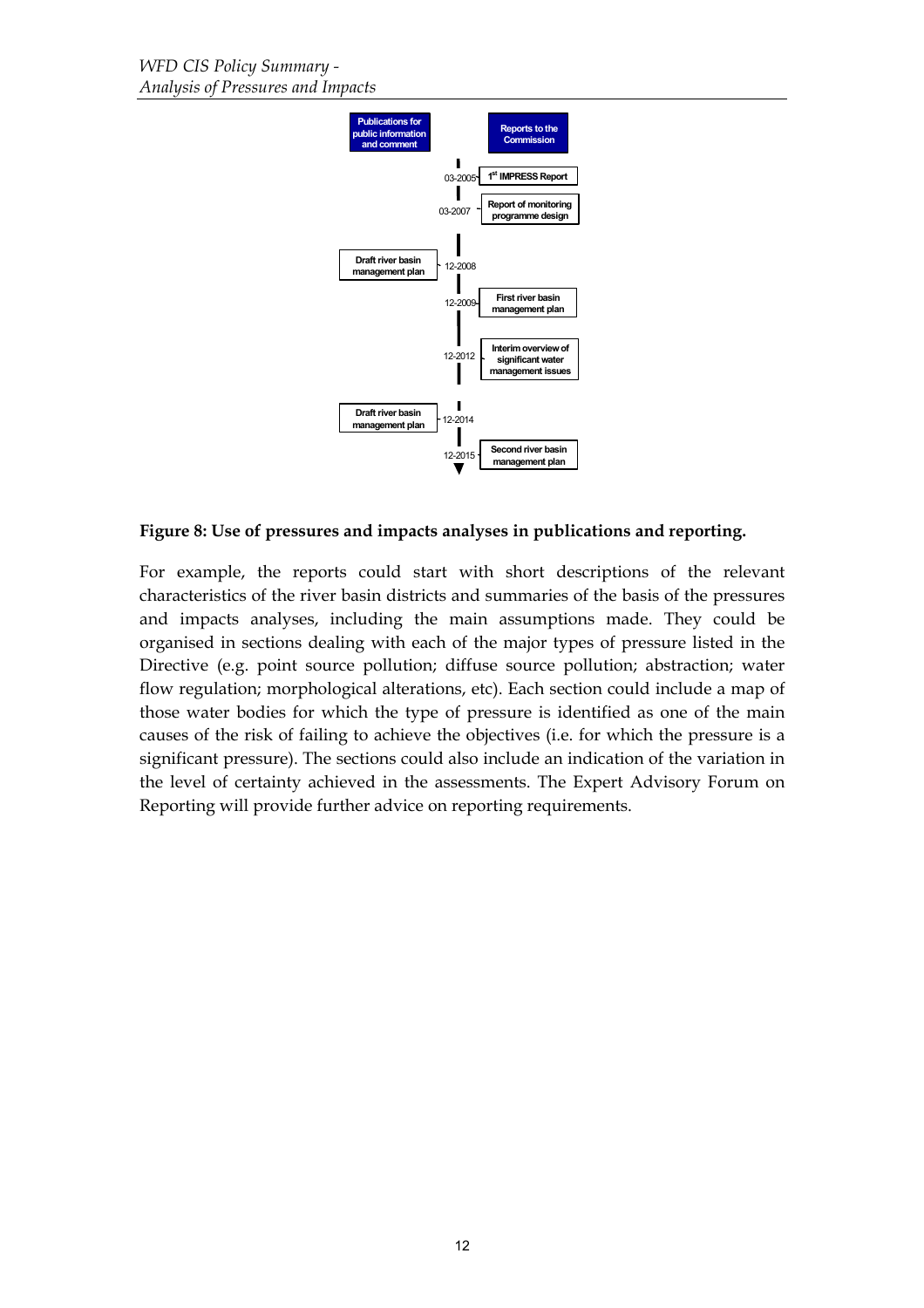Publications for public information and comment

Reports to the Commission

03-2005 — 1st IMPRESS Report

03-2007 — Report of monitoring programme design

Draft river basin management plan — 12-2008

12-2009 — First river basin management plan

12-2012 — Interim overview of significant water management issues

Draft river basin management plan — 12-2014

12-2015 — Second river basin management plan

**Figure 8: Use of pressures and impacts analyses in publications and reporting.**

For example, the reports could start with short descriptions of the relevant characteristics of the river basin districts and summaries of the basis of the pressures and impacts analyses, including the main assumptions made. They could be organised in sections dealing with each of the major types of pressure listed in the Directive (e.g. point source pollution; diffuse source pollution; abstraction; water flow regulation; morphological alterations, etc). Each section could include a map of those water bodies for which the type of pressure is identified as one of the main causes of the risk of failing to achieve the objectives (i.e. for which the pressure is a significant pressure). The sections could also include an indication of the variation in the level of certainty achieved in the assessments. The Expert Advisory Forum on Reporting will provide further advice on reporting requirements.